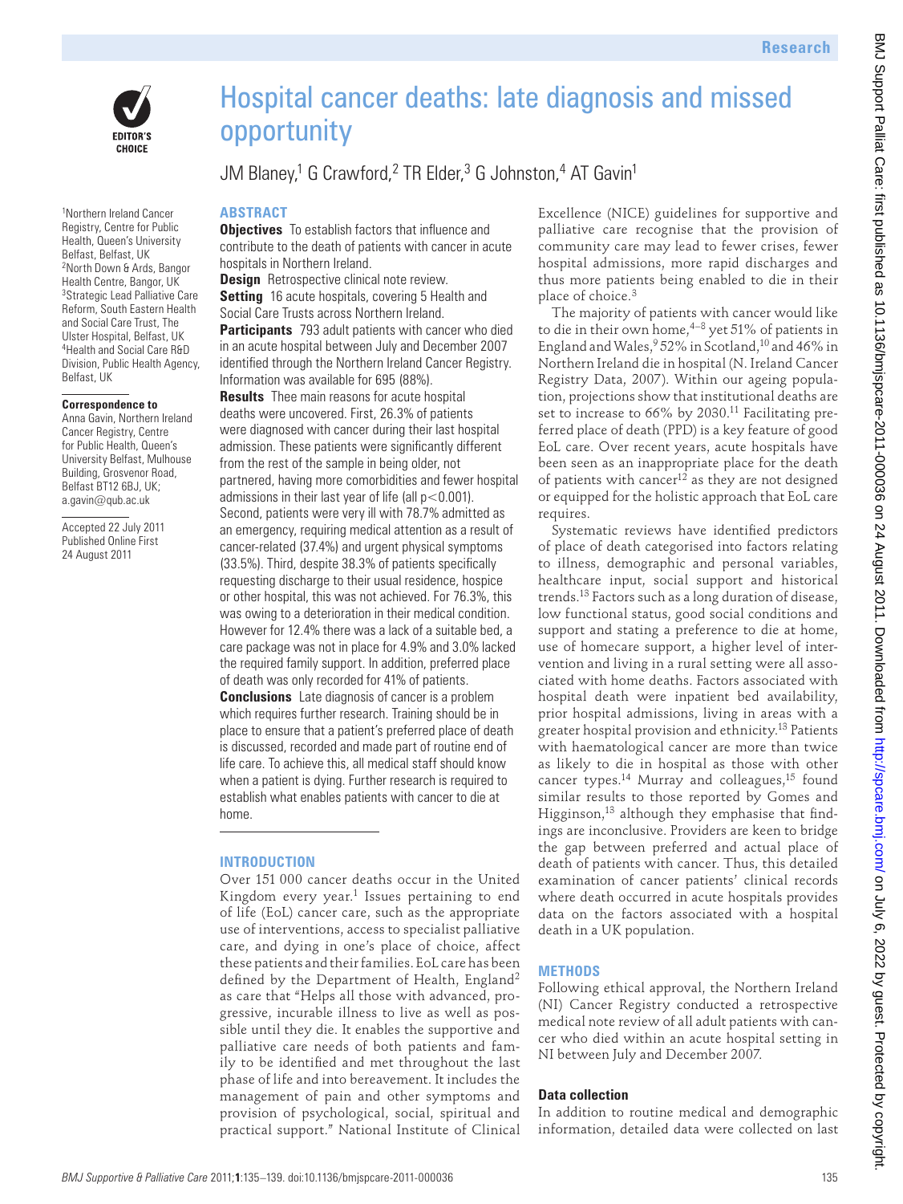Research

EDITOR'S CHOICE

# Hospital cancer deaths: late diagnosis and missed opportunity

JM Blaney,[1] G Crawford,[2] TR Elder,[3] G Johnston,[4] AT Gavin[1]

[1]Northern Ireland Cancer Registry, Centre for Public Health, Queen's University Belfast, Belfast, UK
[2]North Down & Ards, Bangor Health Centre, Bangor, UK
[3]Strategic Lead Palliative Care Reform, South Eastern Health and Social Care Trust, The Ulster Hospital, Belfast, UK
[4]Health and Social Care R&D Division, Public Health Agency, Belfast, UK

**Correspondence to**
Anna Gavin, Northern Ireland Cancer Registry, Centre for Public Health, Queen's University Belfast, Mulhouse Building, Grosvenor Road, Belfast BT12 6BJ, UK; a.gavin@qub.ac.uk

Accepted 22 July 2011
Published Online First 24 August 2011

## ABSTRACT

**Objectives** To establish factors that influence and contribute to the death of patients with cancer in acute hospitals in Northern Ireland.

**Design** Retrospective clinical note review.

**Setting** 16 acute hospitals, covering 5 Health and Social Care Trusts across Northern Ireland.

**Participants** 793 adult patients with cancer who died in an acute hospital between July and December 2007 identified through the Northern Ireland Cancer Registry. Information was available for 695 (88%).

**Results** Thee main reasons for acute hospital deaths were uncovered. First, 26.3% of patients were diagnosed with cancer during their last hospital admission. These patients were significantly different from the rest of the sample in being older, not partnered, having more comorbidities and fewer hospital admissions in their last year of life (all $p<0.001$). Second, patients were very ill with 78.7% admitted as an emergency, requiring medical attention as a result of cancer-related (37.4%) and urgent physical symptoms (33.5%). Third, despite 38.3% of patients specifically requesting discharge to their usual residence, hospice or other hospital, this was not achieved. For 76.3%, this was owing to a deterioration in their medical condition. However for 12.4% there was a lack of a suitable bed, a care package was not in place for 4.9% and 3.0% lacked the required family support. In addition, preferred place of death was only recorded for 41% of patients.

**Conclusions** Late diagnosis of cancer is a problem which requires further research. Training should be in place to ensure that a patient's preferred place of death is discussed, recorded and made part of routine end of life care. To achieve this, all medical staff should know when a patient is dying. Further research is required to establish what enables patients with cancer to die at home.

## INTRODUCTION

Over 151 000 cancer deaths occur in the United Kingdom every year.[1] Issues pertaining to end of life (EoL) cancer care, such as the appropriate use of interventions, access to specialist palliative care, and dying in one's place of choice, affect these patients and their families. EoL care has been defined by the Department of Health, England[2] as care that "Helps all those with advanced, progressive, incurable illness to live as well as possible until they die. It enables the supportive and palliative care needs of both patients and family to be identified and met throughout the last phase of life and into bereavement. It includes the management of pain and other symptoms and provision of psychological, social, spiritual and practical support." National Institute of Clinical Excellence (NICE) guidelines for supportive and palliative care recognise that the provision of community care may lead to fewer crises, fewer hospital admissions, more rapid discharges and thus more patients being enabled to die in their place of choice.[3]

The majority of patients with cancer would like to die in their own home,[4–8] yet 51% of patients in England and Wales,[9] 52% in Scotland,[10] and 46% in Northern Ireland die in hospital (N. Ireland Cancer Registry Data, 2007). Within our ageing population, projections show that institutional deaths are set to increase to 66% by 2030.[11] Facilitating preferred place of death (PPD) is a key feature of good EoL care. Over recent years, acute hospitals have been seen as an inappropriate place for the death of patients with cancer[12] as they are not designed or equipped for the holistic approach that EoL care requires.

Systematic reviews have identified predictors of place of death categorised into factors relating to illness, demographic and personal variables, healthcare input, social support and historical trends.[13] Factors such as a long duration of disease, low functional status, good social conditions and support and stating a preference to die at home, use of homecare support, a higher level of intervention and living in a rural setting were all associated with home deaths. Factors associated with hospital death were inpatient bed availability, prior hospital admissions, living in areas with a greater hospital provision and ethnicity.[13] Patients with haematological cancer are more than twice as likely to die in hospital as those with other cancer types.[14] Murray and colleagues,[15] found similar results to those reported by Gomes and Higginson,[13] although they emphasise that findings are inconclusive. Providers are keen to bridge the gap between preferred and actual place of death of patients with cancer. Thus, this detailed examination of cancer patients' clinical records where death occurred in acute hospitals provides data on the factors associated with a hospital death in a UK population.

## METHODS

Following ethical approval, the Northern Ireland (NI) Cancer Registry conducted a retrospective medical note review of all adult patients with cancer who died within an acute hospital setting in NI between July and December 2007.

### Data collection

In addition to routine medical and demographic information, detailed data were collected on last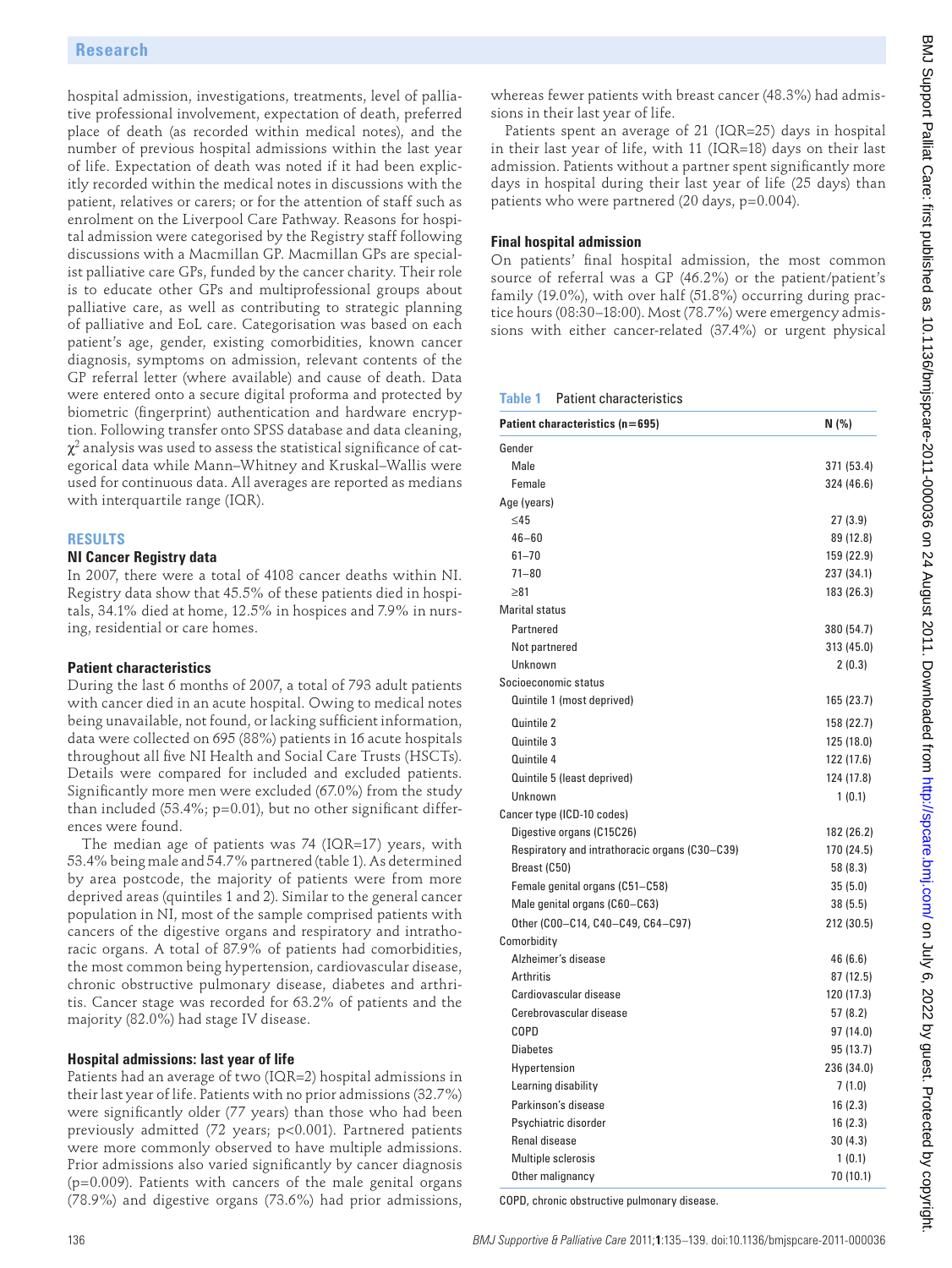hospital admission, investigations, treatments, level of palliative professional involvement, expectation of death, preferred place of death (as recorded within medical notes), and the number of previous hospital admissions within the last year of life. Expectation of death was noted if it had been explicitly recorded within the medical notes in discussions with the patient, relatives or carers; or for the attention of staff such as enrolment on the Liverpool Care Pathway. Reasons for hospital admission were categorised by the Registry staff following discussions with a Macmillan GP. Macmillan GPs are specialist palliative care GPs, funded by the cancer charity. Their role is to educate other GPs and multiprofessional groups about palliative care, as well as contributing to strategic planning of palliative and EoL care. Categorisation was based on each patient's age, gender, existing comorbidities, known cancer diagnosis, symptoms on admission, relevant contents of the GP referral letter (where available) and cause of death. Data were entered onto a secure digital proforma and protected by biometric (fingerprint) authentication and hardware encryption. Following transfer onto SPSS database and data cleaning, $\chi^2$ analysis was used to assess the statistical significance of categorical data while Mann–Whitney and Kruskal–Wallis were used for continuous data. All averages are reported as medians with interquartile range (IQR).

## RESULTS

### NI Cancer Registry data

In 2007, there were a total of 4108 cancer deaths within NI. Registry data show that 45.5% of these patients died in hospitals, 34.1% died at home, 12.5% in hospices and 7.9% in nursing, residential or care homes.

### Patient characteristics

During the last 6 months of 2007, a total of 793 adult patients with cancer died in an acute hospital. Owing to medical notes being unavailable, not found, or lacking sufficient information, data were collected on 695 (88%) patients in 16 acute hospitals throughout all five NI Health and Social Care Trusts (HSCTs). Details were compared for included and excluded patients. Significantly more men were excluded (67.0%) from the study than included (53.4%; p=0.01), but no other significant differences were found.

The median age of patients was 74 (IQR=17) years, with 53.4% being male and 54.7% partnered (table 1). As determined by area postcode, the majority of patients were from more deprived areas (quintiles 1 and 2). Similar to the general cancer population in NI, most of the sample comprised patients with cancers of the digestive organs and respiratory and intrathoracic organs. A total of 87.9% of patients had comorbidities, the most common being hypertension, cardiovascular disease, chronic obstructive pulmonary disease, diabetes and arthritis. Cancer stage was recorded for 63.2% of patients and the majority (82.0%) had stage IV disease.

### Hospital admissions: last year of life

Patients had an average of two (IQR=2) hospital admissions in their last year of life. Patients with no prior admissions (32.7%) were significantly older (77 years) than those who had been previously admitted (72 years; p<0.001). Partnered patients were more commonly observed to have multiple admissions. Prior admissions also varied significantly by cancer diagnosis (p=0.009). Patients with cancers of the male genital organs (78.9%) and digestive organs (73.6%) had prior admissions, whereas fewer patients with breast cancer (48.3%) had admissions in their last year of life.

Patients spent an average of 21 (IQR=25) days in hospital in their last year of life, with 11 (IQR=18) days on their last admission. Patients without a partner spent significantly more days in hospital during their last year of life (25 days) than patients who were partnered (20 days, p=0.004).

### Final hospital admission

On patients' final hospital admission, the most common source of referral was a GP (46.2%) or the patient/patient's family (19.0%), with over half (51.8%) occurring during practice hours (08:30–18:00). Most (78.7%) were emergency admissions with either cancer-related (37.4%) or urgent physical

**Table 1** Patient characteristics

| Patient characteristics (n=695) | N (%) |
|---|---|
| Gender | |
| Male | 371 (53.4) |
| Female | 324 (46.6) |
| Age (years) | |
| ≤45 | 27 (3.9) |
| 46–60 | 89 (12.8) |
| 61–70 | 159 (22.9) |
| 71–80 | 237 (34.1) |
| ≥81 | 183 (26.3) |
| Marital status | |
| Partnered | 380 (54.7) |
| Not partnered | 313 (45.0) |
| Unknown | 2 (0.3) |
| Socioeconomic status | |
| Quintile 1 (most deprived) | 165 (23.7) |
| Quintile 2 | 158 (22.7) |
| Quintile 3 | 125 (18.0) |
| Quintile 4 | 122 (17.6) |
| Quintile 5 (least deprived) | 124 (17.8) |
| Unknown | 1 (0.1) |
| Cancer type (ICD-10 codes) | |
| Digestive organs (C15C26) | 182 (26.2) |
| Respiratory and intrathoracic organs (C30–C39) | 170 (24.5) |
| Breast (C50) | 58 (8.3) |
| Female genital organs (C51–C58) | 35 (5.0) |
| Male genital organs (C60–C63) | 38 (5.5) |
| Other (C00–C14, C40–C49, C64–C97) | 212 (30.5) |
| Comorbidity | |
| Alzheimer's disease | 46 (6.6) |
| Arthritis | 87 (12.5) |
| Cardiovascular disease | 120 (17.3) |
| Cerebrovascular disease | 57 (8.2) |
| COPD | 97 (14.0) |
| Diabetes | 95 (13.7) |
| Hypertension | 236 (34.0) |
| Learning disability | 7 (1.0) |
| Parkinson's disease | 16 (2.3) |
| Psychiatric disorder | 16 (2.3) |
| Renal disease | 30 (4.3) |
| Multiple sclerosis | 1 (0.1) |
| Other malignancy | 70 (10.1) |

COPD, chronic obstructive pulmonary disease.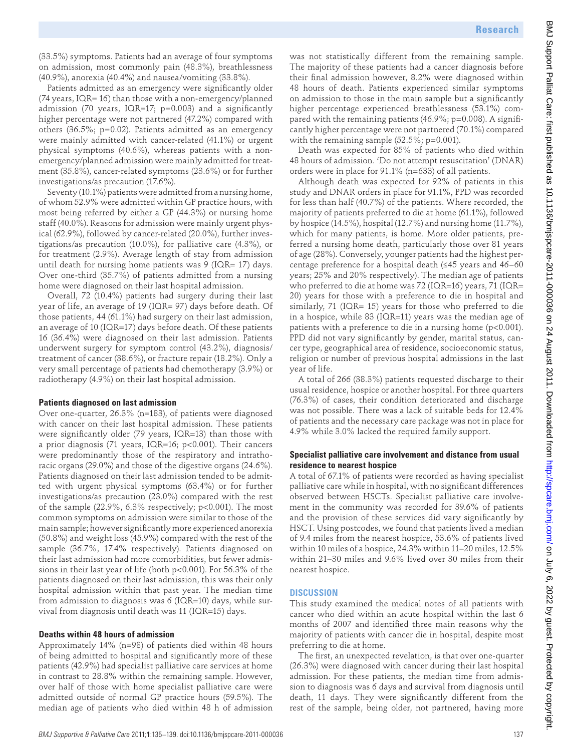(33.5%) symptoms. Patients had an average of four symptoms on admission, most commonly pain (48.3%), breathlessness (40.9%), anorexia (40.4%) and nausea/vomiting (33.8%).

Patients admitted as an emergency were significantly older (74 years, IQR= 16) than those with a non-emergency/planned admission (70 years, IQR=17; p=0.003) and a significantly higher percentage were not partnered (47.2%) compared with others (36.5%; p=0.02). Patients admitted as an emergency were mainly admitted with cancer-related (41.1%) or urgent physical symptoms (40.6%), whereas patients with a non-emergency/planned admission were mainly admitted for treatment (35.8%), cancer-related symptoms (23.6%) or for further investigations/as precaution (17.6%).

Seventy (10.1%) patients were admitted from a nursing home, of whom 52.9% were admitted within GP practice hours, with most being referred by either a GP (44.3%) or nursing home staff (40.0%). Reasons for admission were mainly urgent physical (62.9%), followed by cancer-related (20.0%), further investigations/as precaution (10.0%), for palliative care (4.3%), or for treatment (2.9%). Average length of stay from admission until death for nursing home patients was 9 (IQR= 17) days. Over one-third (35.7%) of patients admitted from a nursing home were diagnosed on their last hospital admission.

Overall, 72 (10.4%) patients had surgery during their last year of life, an average of 19 (IQR= 97) days before death. Of those patients, 44 (61.1%) had surgery on their last admission, an average of 10 (IQR=17) days before death. Of these patients 16 (36.4%) were diagnosed on their last admission. Patients underwent surgery for symptom control (43.2%), diagnosis/treatment of cancer (38.6%), or fracture repair (18.2%). Only a very small percentage of patients had chemotherapy (3.9%) or radiotherapy (4.9%) on their last hospital admission.

### Patients diagnosed on last admission

Over one-quarter, 26.3% (n=183), of patients were diagnosed with cancer on their last hospital admission. These patients were significantly older (79 years, IQR=13) than those with a prior diagnosis (71 years, IQR=16; p<0.001). Their cancers were predominantly those of the respiratory and intrathoracic organs (29.0%) and those of the digestive organs (24.6%). Patients diagnosed on their last admission tended to be admitted with urgent physical symptoms (63.4%) or for further investigations/as precaution (23.0%) compared with the rest of the sample (22.9%, 6.3% respectively; p<0.001). The most common symptoms on admission were similar to those of the main sample; however significantly more experienced anorexia (50.8%) and weight loss (45.9%) compared with the rest of the sample (36.7%, 17.4% respectively). Patients diagnosed on their last admission had more comorbidities, but fewer admissions in their last year of life (both p<0.001). For 56.3% of the patients diagnosed on their last admission, this was their only hospital admission within that past year. The median time from admission to diagnosis was 6 (IQR=10) days, while survival from diagnosis until death was 11 (IQR=15) days.

### Deaths within 48 hours of admission

Approximately 14% (n=98) of patients died within 48 hours of being admitted to hospital and significantly more of these patients (42.9%) had specialist palliative care services at home in contrast to 28.8% within the remaining sample. However, over half of those with home specialist palliative care were admitted outside of normal GP practice hours (59.5%). The median age of patients who died within 48 h of admission was not statistically different from the remaining sample. The majority of these patients had a cancer diagnosis before their final admission however, 8.2% were diagnosed within 48 hours of death. Patients experienced similar symptoms on admission to those in the main sample but a significantly higher percentage experienced breathlessness (53.1%) compared with the remaining patients (46.9%; p=0.008). A significantly higher percentage were not partnered (70.1%) compared with the remaining sample (52.5%; p=0.001).

Death was expected for 85% of patients who died within 48 hours of admission. 'Do not attempt resuscitation' (DNAR) orders were in place for 91.1% (n=633) of all patients.

Although death was expected for 92% of patients in this study and DNAR orders in place for 91.1%, PPD was recorded for less than half (40.7%) of the patients. Where recorded, the majority of patients preferred to die at home (61.1%), followed by hospice (14.5%), hospital (12.7%) and nursing home (11.7%), which for many patients, is home. More older patients, preferred a nursing home death, particularly those over 81 years of age (28%). Conversely, younger patients had the highest percentage preference for a hospital death (≤45 years and 46–60 years; 25% and 20% respectively). The median age of patients who preferred to die at home was 72 (IQR=16) years, 71 (IQR= 20) years for those with a preference to die in hospital and similarly, 71 (IQR= 15) years for those who preferred to die in a hospice, while 83 (IQR=11) years was the median age of patients with a preference to die in a nursing home (p<0.001). PPD did not vary significantly by gender, marital status, cancer type, geographical area of residence, socioeconomic status, religion or number of previous hospital admissions in the last year of life.

A total of 266 (38.3%) patients requested discharge to their usual residence, hospice or another hospital. For three quarters (76.3%) of cases, their condition deteriorated and discharge was not possible. There was a lack of suitable beds for 12.4% of patients and the necessary care package was not in place for 4.9% while 3.0% lacked the required family support.

### Specialist palliative care involvement and distance from usual residence to nearest hospice

A total of 67.1% of patients were recorded as having specialist palliative care while in hospital, with no significant differences observed between HSCTs. Specialist palliative care involvement in the community was recorded for 39.6% of patients and the provision of these services did vary significantly by HSCT. Using postcodes, we found that patients lived a median of 9.4 miles from the nearest hospice, 53.6% of patients lived within 10 miles of a hospice, 24.3% within 11–20 miles, 12.5% within 21–30 miles and 9.6% lived over 30 miles from their nearest hospice.

## DISCUSSION

This study examined the medical notes of all patients with cancer who died within an acute hospital within the last 6 months of 2007 and identified three main reasons why the majority of patients with cancer die in hospital, despite most preferring to die at home.

The first, an unexpected revelation, is that over one-quarter (26.3%) were diagnosed with cancer during their last hospital admission. For these patients, the median time from admission to diagnosis was 6 days and survival from diagnosis until death, 11 days. They were significantly different from the rest of the sample, being older, not partnered, having more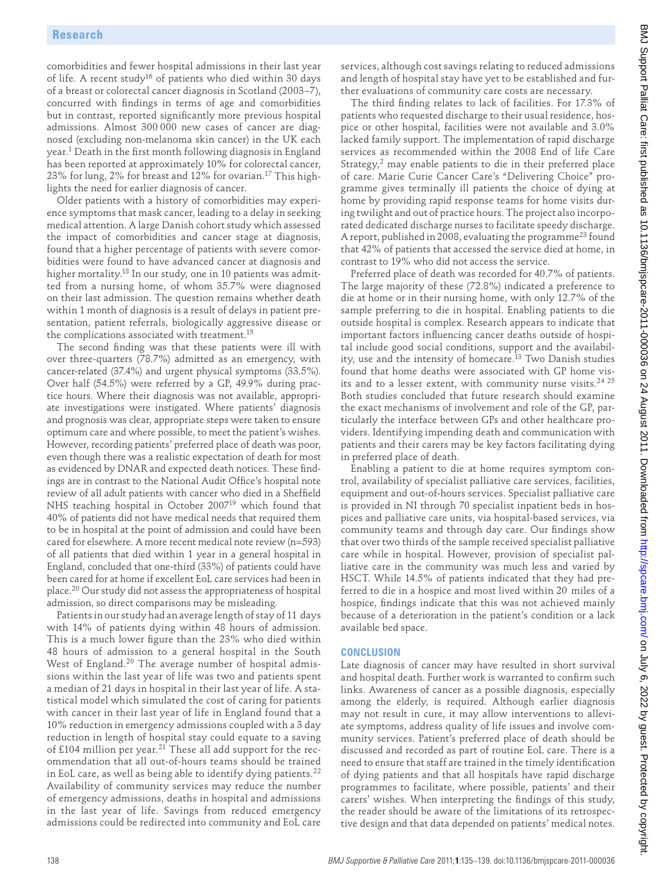comorbidities and fewer hospital admissions in their last year of life. A recent study[16] of patients who died within 30 days of a breast or colorectal cancer diagnosis in Scotland (2003–7), concurred with findings in terms of age and comorbidities but in contrast, reported significantly more previous hospital admissions. Almost 300 000 new cases of cancer are diagnosed (excluding non-melanoma skin cancer) in the UK each year.[1] Death in the first month following diagnosis in England has been reported at approximately 10% for colorectal cancer, 23% for lung, 2% for breast and 12% for ovarian.[17] This highlights the need for earlier diagnosis of cancer.

Older patients with a history of comorbidities may experience symptoms that mask cancer, leading to a delay in seeking medical attention. A large Danish cohort study which assessed the impact of comorbidities and cancer stage at diagnosis, found that a higher percentage of patients with severe comorbidities were found to have advanced cancer at diagnosis and higher mortality.[18] In our study, one in 10 patients was admitted from a nursing home, of whom 35.7% were diagnosed on their last admission. The question remains whether death within 1 month of diagnosis is a result of delays in patient presentation, patient referrals, biologically aggressive disease or the complications associated with treatment.[15]

The second finding was that these patients were ill with over three-quarters (78.7%) admitted as an emergency, with cancer-related (37.4%) and urgent physical symptoms (33.5%). Over half (54.5%) were referred by a GP, 49.9% during practice hours. Where their diagnosis was not available, appropriate investigations were instigated. Where patients' diagnosis and prognosis was clear, appropriate steps were taken to ensure optimum care and where possible, to meet the patient's wishes. However, recording patients' preferred place of death was poor, even though there was a realistic expectation of death for most as evidenced by DNAR and expected death notices. These findings are in contrast to the National Audit Office's hospital note review of all adult patients with cancer who died in a Sheffield NHS teaching hospital in October 2007[19] which found that 40% of patients did not have medical needs that required them to be in hospital at the point of admission and could have been cared for elsewhere. A more recent medical note review (n=593) of all patients that died within 1 year in a general hospital in England, concluded that one-third (33%) of patients could have been cared for at home if excellent EoL care services had been in place.[20] Our study did not assess the appropriateness of hospital admission, so direct comparisons may be misleading.

Patients in our study had an average length of stay of 11 days with 14% of patients dying within 48 hours of admission. This is a much lower figure than the 23% who died within 48 hours of admission to a general hospital in the South West of England.[20] The average number of hospital admissions within the last year of life was two and patients spent a median of 21 days in hospital in their last year of life. A statistical model which simulated the cost of caring for patients with cancer in their last year of life in England found that a 10% reduction in emergency admissions coupled with a 3 day reduction in length of hospital stay could equate to a saving of £104 million per year.[21] These all add support for the recommendation that all out-of-hours teams should be trained in EoL care, as well as being able to identify dying patients.[22] Availability of community services may reduce the number of emergency admissions, deaths in hospital and admissions in the last year of life. Savings from reduced emergency admissions could be redirected into community and EoL care services, although cost savings relating to reduced admissions and length of hospital stay have yet to be established and further evaluations of community care costs are necessary.

The third finding relates to lack of facilities. For 17.3% of patients who requested discharge to their usual residence, hospice or other hospital, facilities were not available and 3.0% lacked family support. The implementation of rapid discharge services as recommended within the 2008 End of life Care Strategy,[2] may enable patients to die in their preferred place of care. Marie Curie Cancer Care's "Delivering Choice" programme gives terminally ill patients the choice of dying at home by providing rapid response teams for home visits during twilight and out of practice hours. The project also incorporated dedicated discharge nurses to facilitate speedy discharge. A report, published in 2008, evaluating the programme[23] found that 42% of patients that accessed the service died at home, in contrast to 19% who did not access the service.

Preferred place of death was recorded for 40.7% of patients. The large majority of these (72.8%) indicated a preference to die at home or in their nursing home, with only 12.7% of the sample preferring to die in hospital. Enabling patients to die outside hospital is complex. Research appears to indicate that important factors influencing cancer deaths outside of hospital include good social conditions, support and the availability, use and the intensity of homecare.[13] Two Danish studies found that home deaths were associated with GP home visits and to a lesser extent, with community nurse visits.[24 25] Both studies concluded that future research should examine the exact mechanisms of involvement and role of the GP, particularly the interface between GPs and other healthcare providers. Identifying impending death and communication with patients and their carers may be key factors facilitating dying in preferred place of death.

Enabling a patient to die at home requires symptom control, availability of specialist palliative care services, facilities, equipment and out-of-hours services. Specialist palliative care is provided in NI through 70 specialist inpatient beds in hospices and palliative care units, via hospital-based services, via community teams and through day care. Our findings show that over two thirds of the sample received specialist palliative care while in hospital. However, provision of specialist palliative care in the community was much less and varied by HSCT. While 14.5% of patients indicated that they had preferred to die in a hospice and most lived within 20 miles of a hospice, findings indicate that this was not achieved mainly because of a deterioration in the patient's condition or a lack available bed space.

## CONCLUSION

Late diagnosis of cancer may have resulted in short survival and hospital death. Further work is warranted to confirm such links. Awareness of cancer as a possible diagnosis, especially among the elderly, is required. Although earlier diagnosis may not result in cure, it may allow interventions to alleviate symptoms, address quality of life issues and involve community services. Patient's preferred place of death should be discussed and recorded as part of routine EoL care. There is a need to ensure that staff are trained in the timely identification of dying patients and that all hospitals have rapid discharge programmes to facilitate, where possible, patients' and their carers' wishes. When interpreting the findings of this study, the reader should be aware of the limitations of its retrospective design and that data depended on patients' medical notes.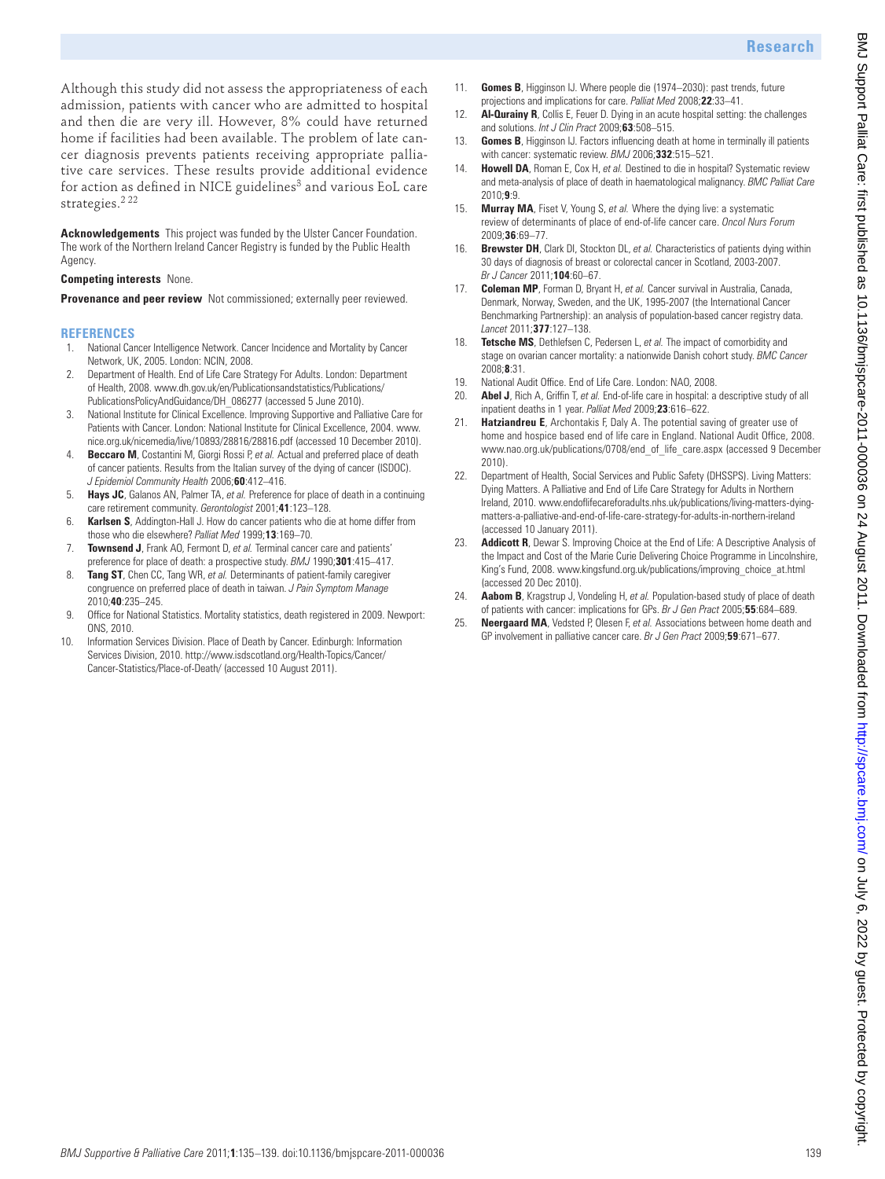Although this study did not assess the appropriateness of each admission, patients with cancer who are admitted to hospital and then die are very ill. However, 8% could have returned home if facilities had been available. The problem of late cancer diagnosis prevents patients receiving appropriate palliative care services. These results provide additional evidence for action as defined in NICE guidelines[3] and various EoL care strategies.[2 22]

**Acknowledgements** This project was funded by the Ulster Cancer Foundation. The work of the Northern Ireland Cancer Registry is funded by the Public Health Agency.

**Competing interests** None.

**Provenance and peer review** Not commissioned; externally peer reviewed.

## REFERENCES

1. National Cancer Intelligence Network. Cancer Incidence and Mortality by Cancer Network, UK, 2005. London: NCIN, 2008.
2. Department of Health. End of Life Care Strategy For Adults. London: Department of Health, 2008. www.dh.gov.uk/en/Publicationsandstatistics/Publications/PublicationsPolicyAndGuidance/DH_086277 (accessed 5 June 2010).
3. National Institute for Clinical Excellence. Improving Supportive and Palliative Care for Patients with Cancer. London: National Institute for Clinical Excellence, 2004. www.nice.org.uk/nicemedia/live/10893/28816/28816.pdf (accessed 10 December 2010).
4. **Beccaro M**, Costantini M, Giorgi Rossi P, *et al.* Actual and preferred place of death of cancer patients. Results from the Italian survey of the dying of cancer (ISDOC). *J Epidemiol Community Health* 2006;**60**:412–416.
5. **Hays JC**, Galanos AN, Palmer TA, *et al.* Preference for place of death in a continuing care retirement community. *Gerontologist* 2001;**41**:123–128.
6. **Karlsen S**, Addington-Hall J. How do cancer patients who die at home differ from those who die elsewhere? *Palliat Med* 1999;**13**:169–70.
7. **Townsend J**, Frank AO, Fermont D, *et al.* Terminal cancer care and patients' preference for place of death: a prospective study. *BMJ* 1990;**301**:415–417.
8. **Tang ST**, Chen CC, Tang WR, *et al.* Determinants of patient-family caregiver congruence on preferred place of death in taiwan. *J Pain Symptom Manage* 2010;**40**:235–245.
9. Office for National Statistics. Mortality statistics, death registered in 2009. Newport: ONS, 2010.
10. Information Services Division. Place of Death by Cancer. Edinburgh: Information Services Division, 2010. http://www.isdscotland.org/Health-Topics/Cancer/Cancer-Statistics/Place-of-Death/ (accessed 10 August 2011).
11. **Gomes B**, Higginson IJ. Where people die (1974–2030): past trends, future projections and implications for care. *Palliat Med* 2008;**22**:33–41.
12. **Al-Qurainy R**, Collis E, Feuer D. Dying in an acute hospital setting: the challenges and solutions. *Int J Clin Pract* 2009;**63**:508–515.
13. **Gomes B**, Higginson IJ. Factors influencing death at home in terminally ill patients with cancer: systematic review. *BMJ* 2006;**332**:515–521.
14. **Howell DA**, Roman E, Cox H, *et al.* Destined to die in hospital? Systematic review and meta-analysis of place of death in haematological malignancy. *BMC Palliat Care* 2010;**9**:9.
15. **Murray MA**, Fiset V, Young S, *et al.* Where the dying live: a systematic review of determinants of place of end-of-life cancer care. *Oncol Nurs Forum* 2009;**36**:69–77.
16. **Brewster DH**, Clark DI, Stockton DL, *et al.* Characteristics of patients dying within 30 days of diagnosis of breast or colorectal cancer in Scotland, 2003-2007. *Br J Cancer* 2011;**104**:60–67.
17. **Coleman MP**, Forman D, Bryant H, *et al.* Cancer survival in Australia, Canada, Denmark, Norway, Sweden, and the UK, 1995-2007 (the International Cancer Benchmarking Partnership): an analysis of population-based cancer registry data. *Lancet* 2011;**377**:127–138.
18. **Tetsche MS**, Dethlefsen C, Pedersen L, *et al.* The impact of comorbidity and stage on ovarian cancer mortality: a nationwide Danish cohort study. *BMC Cancer* 2008;**8**:31.
19. National Audit Office. End of Life Care. London: NAO, 2008.
20. **Abel J**, Rich A, Griffin T, *et al.* End-of-life care in hospital: a descriptive study of all inpatient deaths in 1 year. *Palliat Med* 2009;**23**:616–622.
21. **Hatziandreu E**, Archontakis F, Daly A. The potential saving of greater use of home and hospice based end of life care in England. National Audit Office, 2008. www.nao.org.uk/publications/0708/end_of_life_care.aspx (accessed 9 December 2010).
22. Department of Health, Social Services and Public Safety (DHSSPS). Living Matters: Dying Matters. A Palliative and End of Life Care Strategy for Adults in Northern Ireland, 2010. www.endoflifecareforadults.nhs.uk/publications/living-matters-dying-matters-a-palliative-and-end-of-life-care-strategy-for-adults-in-northern-ireland (accessed 10 January 2011).
23. **Addicott R**, Dewar S. Improving Choice at the End of Life: A Descriptive Analysis of the Impact and Cost of the Marie Curie Delivering Choice Programme in Lincolnshire, King's Fund, 2008. www.kingsfund.org.uk/publications/improving_choice_at.html (accessed 20 Dec 2010).
24. **Aabom B**, Kragstrup J, Vondeling H, *et al.* Population-based study of place of death of patients with cancer: implications for GPs. *Br J Gen Pract* 2005;**55**:684–689.
25. **Neergaard MA**, Vedsted P, Olesen F, *et al.* Associations between home death and GP involvement in palliative cancer care. *Br J Gen Pract* 2009;**59**:671–677.